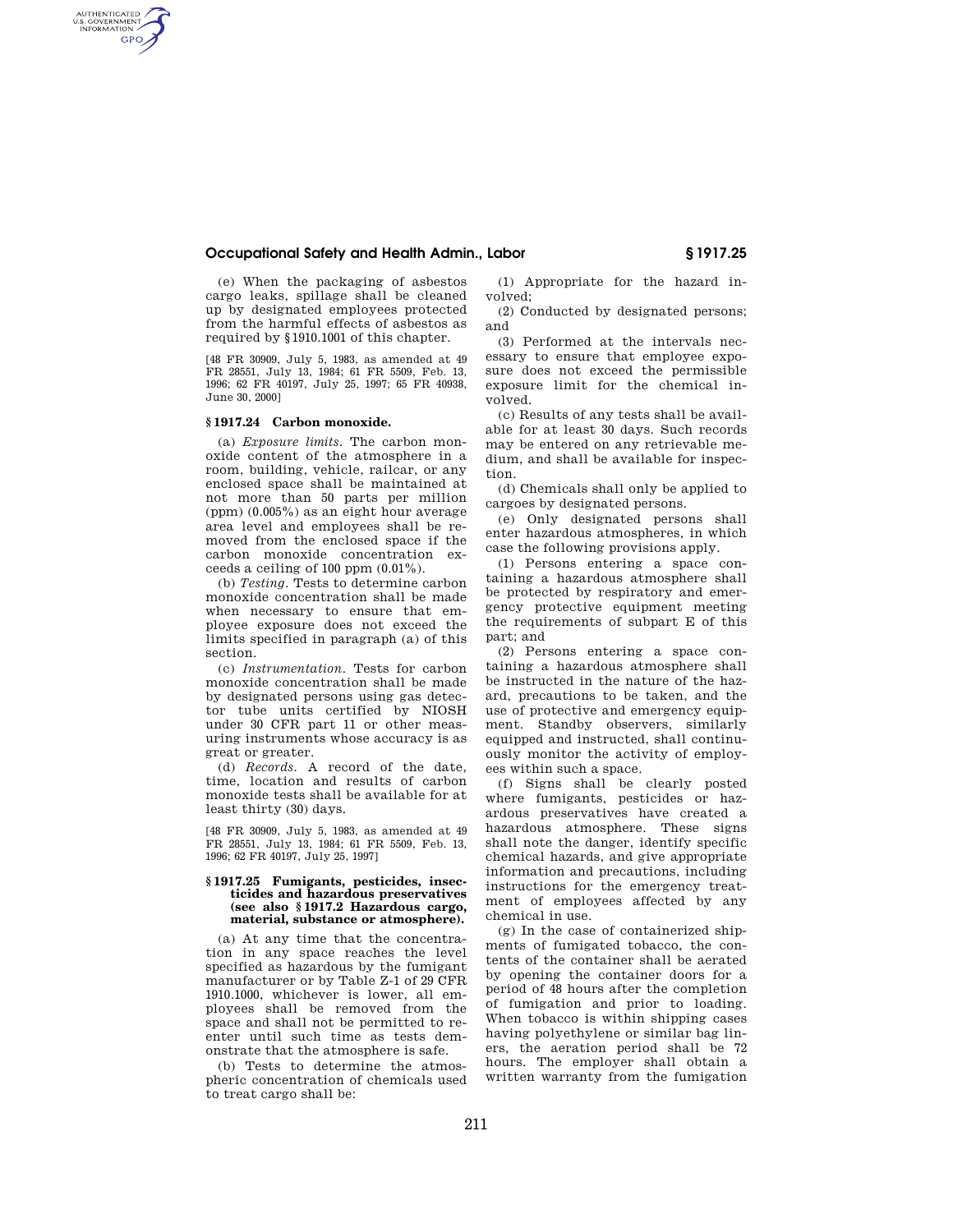(e) When the packaging of asbestos cargo leaks, spillage shall be cleaned up by designated employees protected from the harmful effects of asbestos as required by §1910.1001 of this chapter.

[48 FR 30909, July 5, 1983, as amended at 49 FR 28551, July 13, 1984; 61 FR 5509, Feb. 13, 1996; 62 FR 40197, July 25, 1997; 65 FR 40938, June 30, 2000]

### §1917.24 Carbon monoxide.

(a) *Exposure limits.* The carbon monoxide content of the atmosphere in a room, building, vehicle, railcar, or any enclosed space shall be maintained at not more than 50 parts per million (ppm) (0.005%) as an eight hour average area level and employees shall be removed from the enclosed space if the carbon monoxide concentration exceeds a ceiling of 100 ppm (0.01%).

(b) *Testing.* Tests to determine carbon monoxide concentration shall be made when necessary to ensure that employee exposure does not exceed the limits specified in paragraph (a) of this section.

(c) *Instrumentation.* Tests for carbon monoxide concentration shall be made by designated persons using gas detector tube units certified by NIOSH under 30 CFR part 11 or other measuring instruments whose accuracy is as great or greater.

(d) *Records.* A record of the date, time, location and results of carbon monoxide tests shall be available for at least thirty (30) days.

[48 FR 30909, July 5, 1983, as amended at 49 FR 28551, July 13, 1984; 61 FR 5509, Feb. 13, 1996; 62 FR 40197, July 25, 1997]

### §1917.25 Fumigants, pesticides, insecticides and hazardous preservatives (see also §1917.2 Hazardous cargo, material, substance or atmosphere).

(a) At any time that the concentration in any space reaches the level specified as hazardous by the fumigant manufacturer or by Table Z-1 of 29 CFR 1910.1000, whichever is lower, all employees shall be removed from the space and shall not be permitted to reenter until such time as tests demonstrate that the atmosphere is safe.

(b) Tests to determine the atmospheric concentration of chemicals used to treat cargo shall be:

(1) Appropriate for the hazard involved;

(2) Conducted by designated persons; and

(3) Performed at the intervals necessary to ensure that employee exposure does not exceed the permissible exposure limit for the chemical involved.

(c) Results of any tests shall be available for at least 30 days. Such records may be entered on any retrievable medium, and shall be available for inspection.

(d) Chemicals shall only be applied to cargoes by designated persons.

(e) Only designated persons shall enter hazardous atmospheres, in which case the following provisions apply.

(1) Persons entering a space containing a hazardous atmosphere shall be protected by respiratory and emergency protective equipment meeting the requirements of subpart E of this part; and

(2) Persons entering a space containing a hazardous atmosphere shall be instructed in the nature of the hazard, precautions to be taken, and the use of protective and emergency equipment. Standby observers, similarly equipped and instructed, shall continuously monitor the activity of employees within such a space.

(f) Signs shall be clearly posted where fumigants, pesticides or hazardous preservatives have created a hazardous atmosphere. These signs shall note the danger, identify specific chemical hazards, and give appropriate information and precautions, including instructions for the emergency treatment of employees affected by any chemical in use.

(g) In the case of containerized shipments of fumigated tobacco, the contents of the container shall be aerated by opening the container doors for a period of 48 hours after the completion of fumigation and prior to loading. When tobacco is within shipping cases having polyethylene or similar bag liners, the aeration period shall be 72 hours. The employer shall obtain a written warranty from the fumigation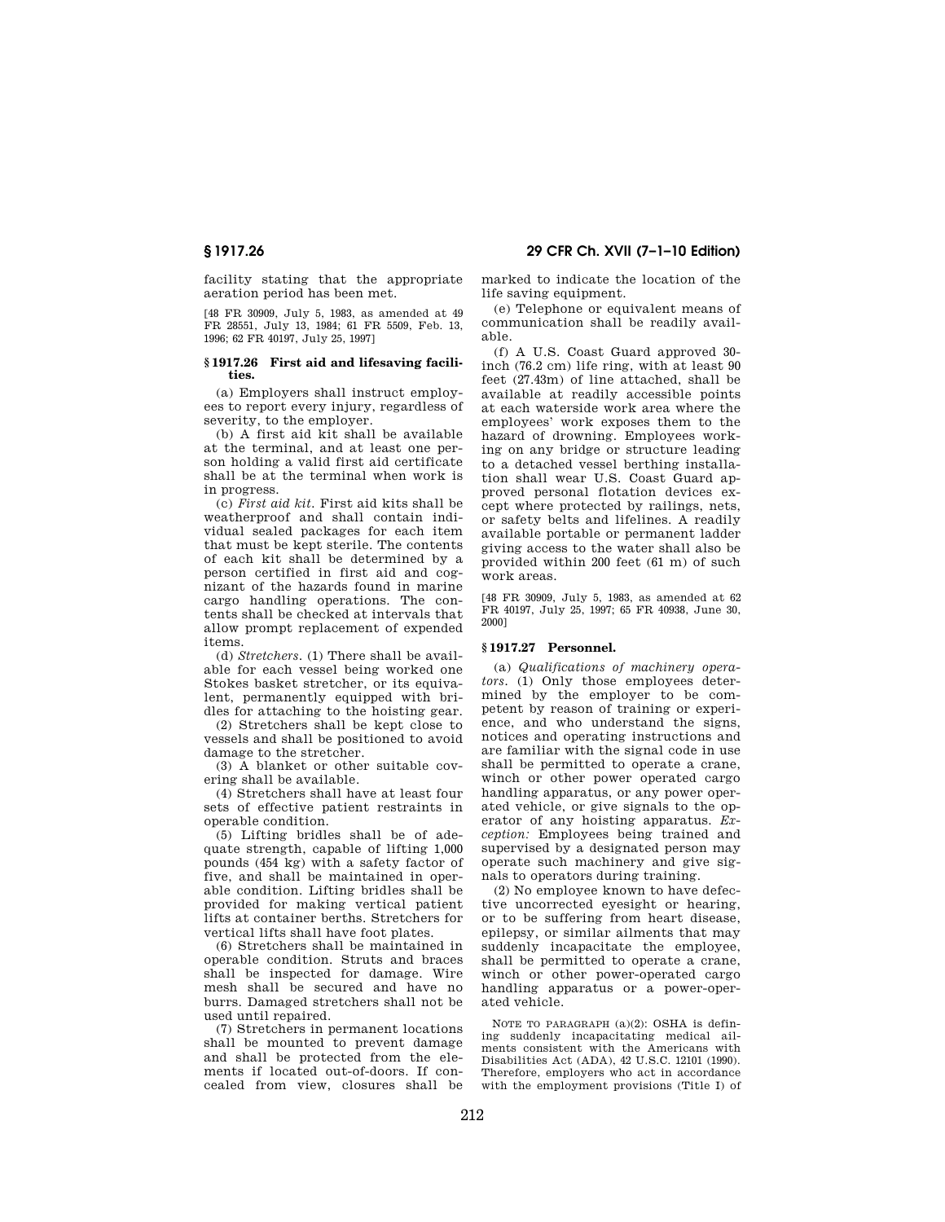facility stating that the appropriate aeration period has been met.

[48 FR 30909, July 5, 1983, as amended at 49 FR 28551, July 13, 1984; 61 FR 5509, Feb. 13, 1996; 62 FR 40197, July 25, 1997]

### § 1917.26 First aid and lifesaving facilities.

(a) Employers shall instruct employees to report every injury, regardless of severity, to the employer.

(b) A first aid kit shall be available at the terminal, and at least one person holding a valid first aid certificate shall be at the terminal when work is in progress.

(c) *First aid kit.* First aid kits shall be weatherproof and shall contain individual sealed packages for each item that must be kept sterile. The contents of each kit shall be determined by a person certified in first aid and cognizant of the hazards found in marine cargo handling operations. The contents shall be checked at intervals that allow prompt replacement of expended items.

(d) *Stretchers.* (1) There shall be available for each vessel being worked one Stokes basket stretcher, or its equivalent, permanently equipped with bridles for attaching to the hoisting gear.

(2) Stretchers shall be kept close to vessels and shall be positioned to avoid damage to the stretcher.

(3) A blanket or other suitable covering shall be available.

(4) Stretchers shall have at least four sets of effective patient restraints in operable condition.

(5) Lifting bridles shall be of adequate strength, capable of lifting 1,000 pounds (454 kg) with a safety factor of five, and shall be maintained in operable condition. Lifting bridles shall be provided for making vertical patient lifts at container berths. Stretchers for vertical lifts shall have foot plates.

(6) Stretchers shall be maintained in operable condition. Struts and braces shall be inspected for damage. Wire mesh shall be secured and have no burrs. Damaged stretchers shall not be used until repaired.

(7) Stretchers in permanent locations shall be mounted to prevent damage and shall be protected from the elements if located out-of-doors. If concealed from view, closures shall be marked to indicate the location of the life saving equipment.

(e) Telephone or equivalent means of communication shall be readily available.

(f) A U.S. Coast Guard approved 30-inch (76.2 cm) life ring, with at least 90 feet (27.43m) of line attached, shall be available at readily accessible points at each waterside work area where the employees' work exposes them to the hazard of drowning. Employees working on any bridge or structure leading to a detached vessel berthing installation shall wear U.S. Coast Guard approved personal flotation devices except where protected by railings, nets, or safety belts and lifelines. A readily available portable or permanent ladder giving access to the water shall also be provided within 200 feet (61 m) of such work areas.

[48 FR 30909, July 5, 1983, as amended at 62 FR 40197, July 25, 1997; 65 FR 40938, June 30, 2000]

### § 1917.27 Personnel.

(a) *Qualifications of machinery operators.* (1) Only those employees determined by the employer to be competent by reason of training or experience, and who understand the signs, notices and operating instructions and are familiar with the signal code in use shall be permitted to operate a crane, winch or other power operated cargo handling apparatus, or any power operated vehicle, or give signals to the operator of any hoisting apparatus. *Exception:* Employees being trained and supervised by a designated person may operate such machinery and give signals to operators during training.

(2) No employee known to have defective uncorrected eyesight or hearing, or to be suffering from heart disease, epilepsy, or similar ailments that may suddenly incapacitate the employee, shall be permitted to operate a crane, winch or other power-operated cargo handling apparatus or a power-operated vehicle.

NOTE TO PARAGRAPH (a)(2): OSHA is defining suddenly incapacitating medical ailments consistent with the Americans with Disabilities Act (ADA), 42 U.S.C. 12101 (1990). Therefore, employers who act in accordance with the employment provisions (Title I) of